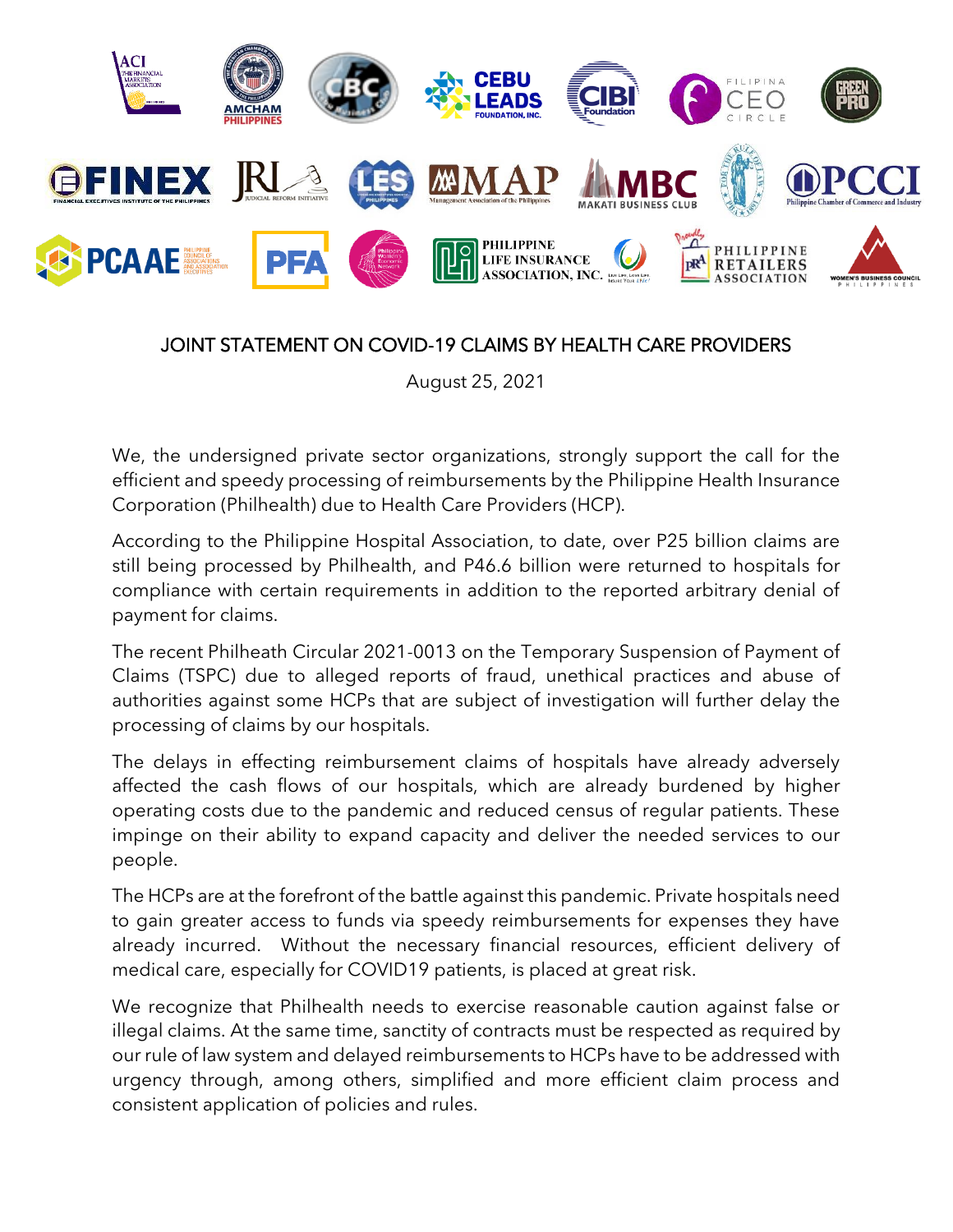# JOINT STATEMENT ON COVID-19 CLAIMS BY HEALTH CARE PROVIDERS

August 25, 2021

We, the undersigned private sector organizations, strongly support the call for the efficient and speedy processing of reimbursements by the Philippine Health Insurance Corporation (Philhealth) due to Health Care Providers (HCP).

According to the Philippine Hospital Association, to date, over P25 billion claims are still being processed by Philhealth, and P46.6 billion were returned to hospitals for compliance with certain requirements in addition to the reported arbitrary denial of payment for claims.

The recent Philheath Circular 2021-0013 on the Temporary Suspension of Payment of Claims (TSPC) due to alleged reports of fraud, unethical practices and abuse of authorities against some HCPs that are subject of investigation will further delay the processing of claims by our hospitals.

The delays in effecting reimbursement claims of hospitals have already adversely affected the cash flows of our hospitals, which are already burdened by higher operating costs due to the pandemic and reduced census of regular patients. These impinge on their ability to expand capacity and deliver the needed services to our people.

The HCPs are at the forefront of the battle against this pandemic. Private hospitals need to gain greater access to funds via speedy reimbursements for expenses they have already incurred. Without the necessary financial resources, efficient delivery of medical care, especially for COVID19 patients, is placed at great risk.

We recognize that Philhealth needs to exercise reasonable caution against false or illegal claims. At the same time, sanctity of contracts must be respected as required by our rule of law system and delayed reimbursements to HCPs have to be addressed with urgency through, among others, simplified and more efficient claim process and consistent application of policies and rules.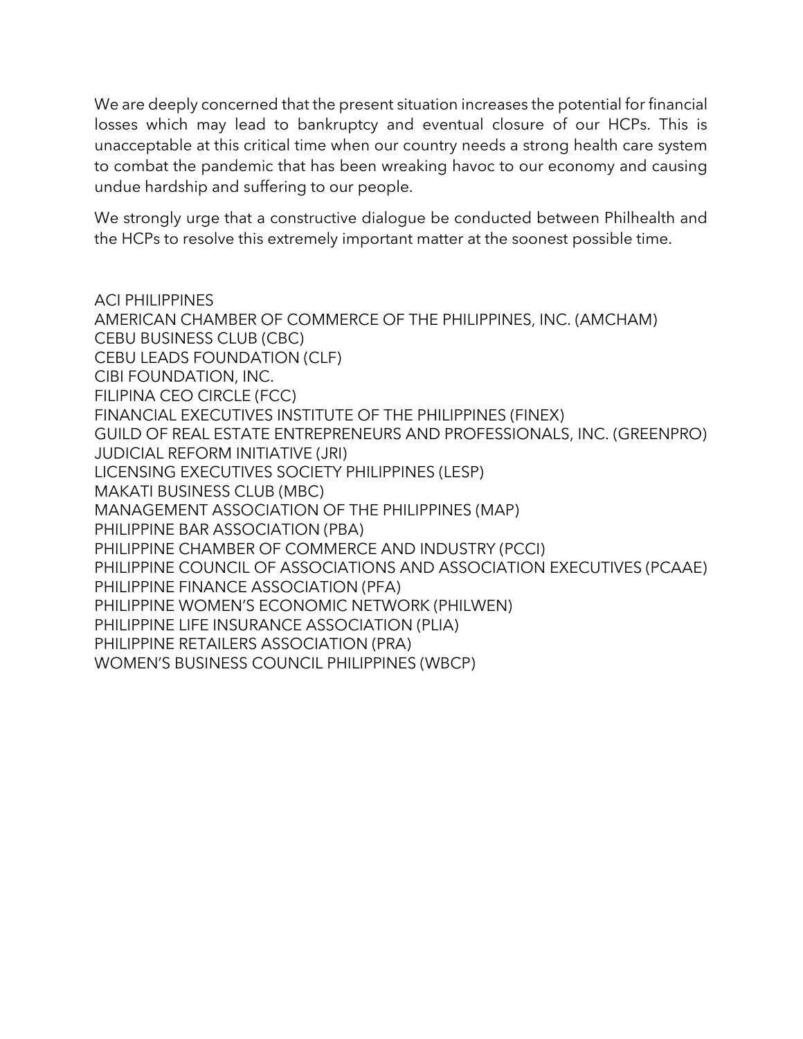We are deeply concerned that the present situation increases the potential for financial losses which may lead to bankruptcy and eventual closure of our HCPs. This is unacceptable at this critical time when our country needs a strong health care system to combat the pandemic that has been wreaking havoc to our economy and causing undue hardship and suffering to our people.

We strongly urge that a constructive dialogue be conducted between Philhealth and the HCPs to resolve this extremely important matter at the soonest possible time.

ACI PHILIPPINES
AMERICAN CHAMBER OF COMMERCE OF THE PHILIPPINES, INC. (AMCHAM)
CEBU BUSINESS CLUB (CBC)
CEBU LEADS FOUNDATION (CLF)
CIBI FOUNDATION, INC.
FILIPINA CEO CIRCLE (FCC)
FINANCIAL EXECUTIVES INSTITUTE OF THE PHILIPPINES (FINEX)
GUILD OF REAL ESTATE ENTREPRENEURS AND PROFESSIONALS, INC. (GREENPRO)
JUDICIAL REFORM INITIATIVE (JRI)
LICENSING EXECUTIVES SOCIETY PHILIPPINES (LESP)
MAKATI BUSINESS CLUB (MBC)
MANAGEMENT ASSOCIATION OF THE PHILIPPINES (MAP)
PHILIPPINE BAR ASSOCIATION (PBA)
PHILIPPINE CHAMBER OF COMMERCE AND INDUSTRY (PCCI)
PHILIPPINE COUNCIL OF ASSOCIATIONS AND ASSOCIATION EXECUTIVES (PCAAE)
PHILIPPINE FINANCE ASSOCIATION (PFA)
PHILIPPINE WOMEN'S ECONOMIC NETWORK (PHILWEN)
PHILIPPINE LIFE INSURANCE ASSOCIATION (PLIA)
PHILIPPINE RETAILERS ASSOCIATION (PRA)
WOMEN'S BUSINESS COUNCIL PHILIPPINES (WBCP)